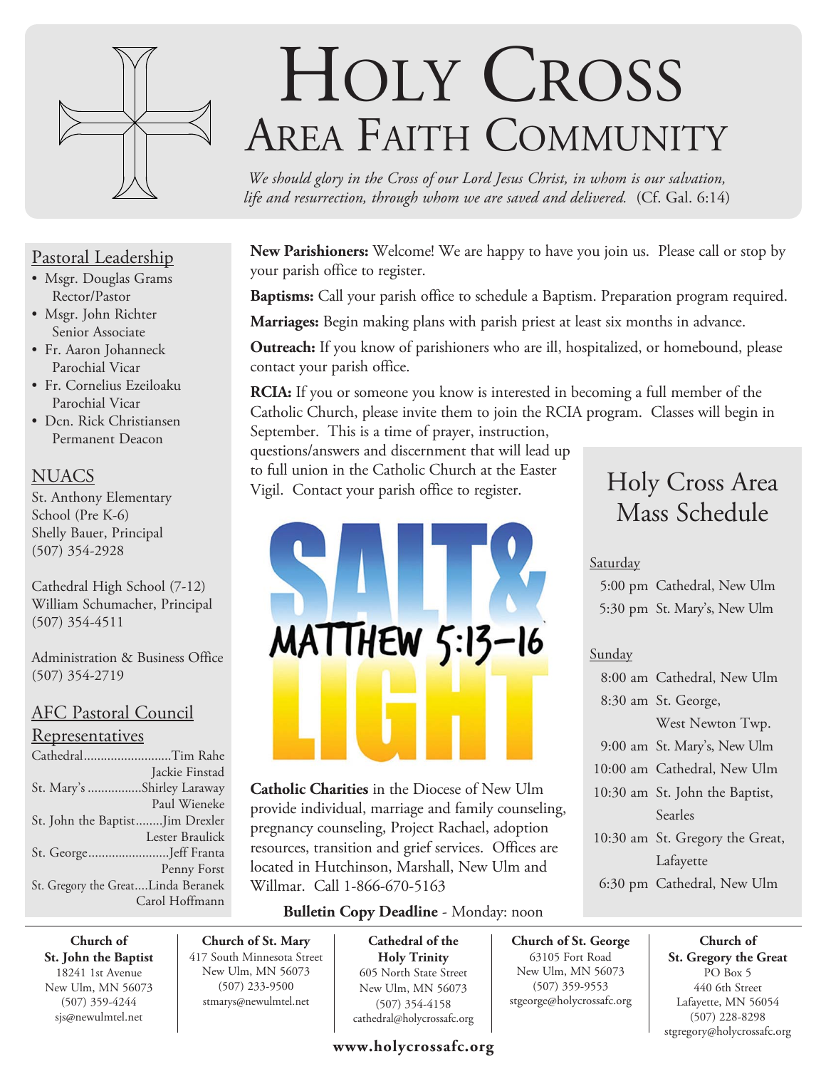# HOLY CROSS
## AREA FAITH COMMUNITY

*We should glory in the Cross of our Lord Jesus Christ, in whom is our salvation, life and resurrection, through whom we are saved and delivered.* (Cf. Gal. 6:14)

### Pastoral Leadership

- Msgr. Douglas Grams
  Rector/Pastor
- Msgr. John Richter
  Senior Associate
- Fr. Aaron Johanneck
  Parochial Vicar
- Fr. Cornelius Ezeiloaku
  Parochial Vicar
- Dcn. Rick Christiansen
  Permanent Deacon

### NUACS

St. Anthony Elementary School (Pre K-6)
Shelly Bauer, Principal
(507) 354-2928

Cathedral High School (7-12)
William Schumacher, Principal
(507) 354-4511

Administration & Business Office
(507) 354-2719

### AFC Pastoral Council Representatives

| Parish | Representatives |
|---|---|
| Cathedral | Tim Rahe, Jackie Finstad |
| St. Mary's | Shirley Laraway, Paul Wieneke |
| St. John the Baptist | Jim Drexler, Lester Braulick |
| St. George | Jeff Franta, Penny Forst |
| St. Gregory the Great | Linda Beranek, Carol Hoffmann |

**New Parishioners:** Welcome! We are happy to have you join us. Please call or stop by your parish office to register.

**Baptisms:** Call your parish office to schedule a Baptism. Preparation program required.

**Marriages:** Begin making plans with parish priest at least six months in advance.

**Outreach:** If you know of parishioners who are ill, hospitalized, or homebound, please contact your parish office.

**RCIA:** If you or someone you know is interested in becoming a full member of the Catholic Church, please invite them to join the RCIA program. Classes will begin in September. This is a time of prayer, instruction, questions/answers and discernment that will lead up to full union in the Catholic Church at the Easter Vigil. Contact your parish office to register.

SALT & LIGHT
MATTHEW 5:13-16

**Catholic Charities** in the Diocese of New Ulm provide individual, marriage and family counseling, pregnancy counseling, Project Rachael, adoption resources, transition and grief services. Offices are located in Hutchinson, Marshall, New Ulm and Willmar. Call 1-866-670-5163

**Bulletin Copy Deadline** - Monday: noon

## Holy Cross Area Mass Schedule

**Saturday**

| Time | Location |
|---|---|
| 5:00 pm | Cathedral, New Ulm |
| 5:30 pm | St. Mary's, New Ulm |

**Sunday**

| Time | Location |
|---|---|
| 8:00 am | Cathedral, New Ulm |
| 8:30 am | St. George, West Newton Twp. |
| 9:00 am | St. Mary's, New Ulm |
| 10:00 am | Cathedral, New Ulm |
| 10:30 am | St. John the Baptist, Searles |
| 10:30 am | St. Gregory the Great, Lafayette |
| 6:30 pm | Cathedral, New Ulm |

**Church of St. John the Baptist**
18241 1st Avenue
New Ulm, MN 56073
(507) 359-4244
sjs@newulmtel.net

**Church of St. Mary**
417 South Minnesota Street
New Ulm, MN 56073
(507) 233-9500
stmarys@newulmtel.net

**Cathedral of the Holy Trinity**
605 North State Street
New Ulm, MN 56073
(507) 354-4158
cathedral@holycrossafc.org

**Church of St. George**
63105 Fort Road
New Ulm, MN 56073
(507) 359-9553
stgeorge@holycrossafc.org

**Church of St. Gregory the Great**
PO Box 5
440 6th Street
Lafayette, MN 56054
(507) 228-8298
stgregory@holycrossafc.org

**www.holycrossafc.org**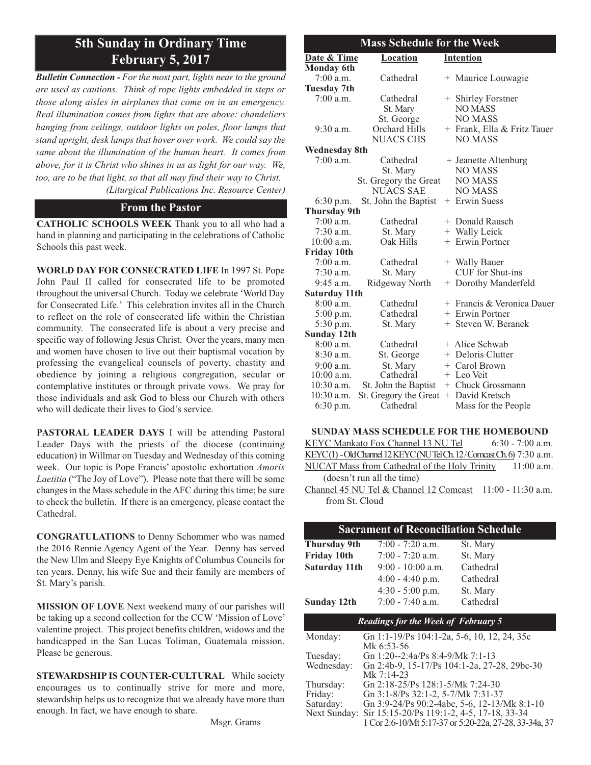# 5th Sunday in Ordinary Time
# February 5, 2017

***Bulletin Connection -*** *For the most part, lights near to the ground are used as cautions. Think of rope lights embedded in steps or those along aisles in airplanes that come on in an emergency. Real illumination comes from lights that are above: chandeliers hanging from ceilings, outdoor lights on poles, floor lamps that stand upright, desk lamps that hover over work. We could say the same about the illumination of the human heart. It comes from above, for it is Christ who shines in us as light for our way. We, too, are to be that light, so that all may find their way to Christ.*
*(Liturgical Publications Inc. Resource Center)*

## From the Pastor

**CATHOLIC SCHOOLS WEEK** Thank you to all who had a hand in planning and participating in the celebrations of Catholic Schools this past week.

**WORLD DAY FOR CONSECRATED LIFE** In 1997 St. Pope John Paul II called for consecrated life to be promoted throughout the universal Church. Today we celebrate 'World Day for Consecrated Life.' This celebration invites all in the Church to reflect on the role of consecrated life within the Christian community. The consecrated life is about a very precise and specific way of following Jesus Christ. Over the years, many men and women have chosen to live out their baptismal vocation by professing the evangelical counsels of poverty, chastity and obedience by joining a religious congregation, secular or contemplative institutes or through private vows. We pray for those individuals and ask God to bless our Church with others who will dedicate their lives to God's service.

**PASTORAL LEADER DAYS** I will be attending Pastoral Leader Days with the priests of the diocese (continuing education) in Willmar on Tuesday and Wednesday of this coming week. Our topic is Pope Francis' apostolic exhortation *Amoris Laetitia* ("The Joy of Love"). Please note that there will be some changes in the Mass schedule in the AFC during this time; be sure to check the bulletin. If there is an emergency, please contact the Cathedral.

**CONGRATULATIONS** to Denny Schommer who was named the 2016 Rennie Agency Agent of the Year. Denny has served the New Ulm and Sleepy Eye Knights of Columbus Councils for ten years. Denny, his wife Sue and their family are members of St. Mary's parish.

**MISSION OF LOVE** Next weekend many of our parishes will be taking up a second collection for the CCW 'Mission of Love' valentine project. This project benefits children, widows and the handicapped in the San Lucas Toliman, Guatemala mission. Please be generous.

**STEWARDSHIP IS COUNTER-CULTURAL** While society encourages us to continually strive for more and more, stewardship helps us to recognize that we already have more than enough. In fact, we have enough to share.

Msgr. Grams

## Mass Schedule for the Week

| Date & Time | Location | Intention |
|---|---|---|
| **Monday 6th** | | |
| 7:00 a.m. | Cathedral | + Maurice Louwagie |
| **Tuesday 7th** | | |
| 7:00 a.m. | Cathedral | + Shirley Forstner |
| | St. Mary | NO MASS |
| | St. George | NO MASS |
| 9:30 a.m. | Orchard Hills | + Frank, Ella & Fritz Tauer |
| | NUACS CHS | NO MASS |
| **Wednesday 8th** | | |
| 7:00 a.m. | Cathedral | + Jeanette Altenburg |
| | St. Mary | NO MASS |
| | St. Gregory the Great | NO MASS |
| | NUACS SAE | NO MASS |
| 6:30 p.m. | St. John the Baptist | + Erwin Suess |
| **Thursday 9th** | | |
| 7:00 a.m. | Cathedral | + Donald Rausch |
| 7:30 a.m. | St. Mary | + Wally Leick |
| 10:00 a.m. | Oak Hills | + Erwin Portner |
| **Friday 10th** | | |
| 7:00 a.m. | Cathedral | + Wally Bauer |
| 7:30 a.m. | St. Mary | CUF for Shut-ins |
| 9:45 a.m. | Ridgeway North | + Dorothy Manderfeld |
| **Saturday 11th** | | |
| 8:00 a.m. | Cathedral | + Francis & Veronica Dauer |
| 5:00 p.m. | Cathedral | + Erwin Portner |
| 5:30 p.m. | St. Mary | + Steven W. Beranek |
| **Sunday 12th** | | |
| 8:00 a.m. | Cathedral | + Alice Schwab |
| 8:30 a.m. | St. George | + Deloris Clutter |
| 9:00 a.m. | St. Mary | + Carol Brown |
| 10:00 a.m. | Cathedral | + Leo Veit |
| 10:30 a.m. | St. John the Baptist | + Chuck Grossmann |
| 10:30 a.m. | St. Gregory the Great | + David Kretsch |
| 6:30 p.m. | Cathedral | Mass for the People |

### SUNDAY MASS SCHEDULE FOR THE HOMEBOUND

KEYC Mankato Fox Channel 13 NU Tel — 6:30 - 7:00 a.m.
KEYC(1) - Old Channel 12 KEYC (NU Tel Ch. 12 / Comcast Ch. 6) 7:30 a.m.
NUCAT Mass from Cathedral of the Holy Trinity — 11:00 a.m. (doesn't run all the time)
Channel 45 NU Tel & Channel 12 Comcast — 11:00 - 11:30 a.m. from St. Cloud

## Sacrament of Reconciliation Schedule

| | | |
|---|---|---|
| **Thursday 9th** | 7:00 - 7:20 a.m. | St. Mary |
| **Friday 10th** | 7:00 - 7:20 a.m. | St. Mary |
| **Saturday 11th** | 9:00 - 10:00 a.m. | Cathedral |
| | 4:00 - 4:40 p.m. | Cathedral |
| | 4:30 - 5:00 p.m. | St. Mary |
| **Sunday 12th** | 7:00 - 7:40 a.m. | Cathedral |

## *Readings for the Week of February 5*

| | |
|---|---|
| Monday: | Gn 1:1-19/Ps 104:1-2a, 5-6, 10, 12, 24, 35c Mk 6:53-56 |
| Tuesday: | Gn 1:20--2:4a/Ps 8:4-9/Mk 7:1-13 |
| Wednesday: | Gn 2:4b-9, 15-17/Ps 104:1-2a, 27-28, 29bc-30 Mk 7:14-23 |
| Thursday: | Gn 2:18-25/Ps 128:1-5/Mk 7:24-30 |
| Friday: | Gn 3:1-8/Ps 32:1-2, 5-7/Mk 7:31-37 |
| Saturday: | Gn 3:9-24/Ps 90:2-4abc, 5-6, 12-13/Mk 8:1-10 |
| Next Sunday: | Sir 15:15-20/Ps 119:1-2, 4-5, 17-18, 33-34 1 Cor 2:6-10/Mt 5:17-37 or 5:20-22a, 27-28, 33-34a, 37 |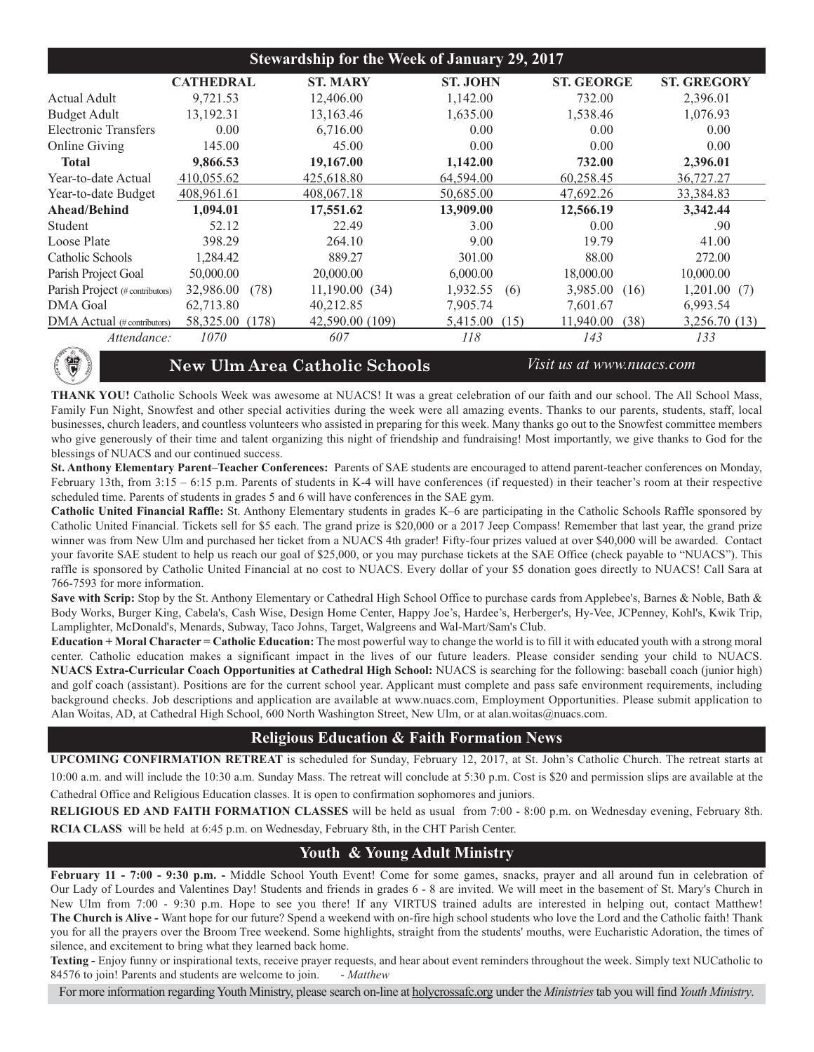## Stewardship for the Week of January 29, 2017

| | CATHEDRAL | ST. MARY | ST. JOHN | ST. GEORGE | ST. GREGORY |
|---|---|---|---|---|---|
| Actual Adult | 9,721.53 | 12,406.00 | 1,142.00 | 732.00 | 2,396.01 |
| Budget Adult | 13,192.31 | 13,163.46 | 1,635.00 | 1,538.46 | 1,076.93 |
| Electronic Transfers | 0.00 | 6,716.00 | 0.00 | 0.00 | 0.00 |
| Online Giving | 145.00 | 45.00 | 0.00 | 0.00 | 0.00 |
| **Total** | **9,866.53** | **19,167.00** | **1,142.00** | **732.00** | **2,396.01** |
| Year-to-date Actual | 410,055.62 | 425,618.80 | 64,594.00 | 60,258.45 | 36,727.27 |
| Year-to-date Budget | 408,961.61 | 408,067.18 | 50,685.00 | 47,692.26 | 33,384.83 |
| **Ahead/Behind** | **1,094.01** | **17,551.62** | **13,909.00** | **12,566.19** | **3,342.44** |
| Student | 52.12 | 22.49 | 3.00 | 0.00 | .90 |
| Loose Plate | 398.29 | 264.10 | 9.00 | 19.79 | 41.00 |
| Catholic Schools | 1,284.42 | 889.27 | 301.00 | 88.00 | 272.00 |
| Parish Project Goal | 50,000.00 | 20,000.00 | 6,000.00 | 18,000.00 | 10,000.00 |
| Parish Project (# contributors) | 32,986.00 (78) | 11,190.00 (34) | 1,932.55 (6) | 3,985.00 (16) | 1,201.00 (7) |
| DMA Goal | 62,713.80 | 40,212.85 | 7,905.74 | 7,601.67 | 6,993.54 |
| DMA Actual (# contributors) | 58,325.00 (178) | 42,590.00 (109) | 5,415.00 (15) | 11,940.00 (38) | 3,256.70 (13) |
| *Attendance:* | *1070* | *607* | *118* | *143* | *133* |

## New Ulm Area Catholic Schools

*Visit us at www.nuacs.com*

**THANK YOU!** Catholic Schools Week was awesome at NUACS! It was a great celebration of our faith and our school. The All School Mass, Family Fun Night, Snowfest and other special activities during the week were all amazing events. Thanks to our parents, students, staff, local businesses, church leaders, and countless volunteers who assisted in preparing for this week. Many thanks go out to the Snowfest committee members who give generously of their time and talent organizing this night of friendship and fundraising! Most importantly, we give thanks to God for the blessings of NUACS and our continued success.

**St. Anthony Elementary Parent–Teacher Conferences:** Parents of SAE students are encouraged to attend parent-teacher conferences on Monday, February 13th, from 3:15 – 6:15 p.m. Parents of students in K-4 will have conferences (if requested) in their teacher's room at their respective scheduled time. Parents of students in grades 5 and 6 will have conferences in the SAE gym.

**Catholic United Financial Raffle:** St. Anthony Elementary students in grades K–6 are participating in the Catholic Schools Raffle sponsored by Catholic United Financial. Tickets sell for $5 each. The grand prize is $20,000 or a 2017 Jeep Compass! Remember that last year, the grand prize winner was from New Ulm and purchased her ticket from a NUACS 4th grader! Fifty-four prizes valued at over $40,000 will be awarded. Contact your favorite SAE student to help us reach our goal of $25,000, or you may purchase tickets at the SAE Office (check payable to "NUACS"). This raffle is sponsored by Catholic United Financial at no cost to NUACS. Every dollar of your $5 donation goes directly to NUACS! Call Sara at 766-7593 for more information.

**Save with Scrip:** Stop by the St. Anthony Elementary or Cathedral High School Office to purchase cards from Applebee's, Barnes & Noble, Bath & Body Works, Burger King, Cabela's, Cash Wise, Design Home Center, Happy Joe's, Hardee's, Herberger's, Hy-Vee, JCPenney, Kohl's, Kwik Trip, Lamplighter, McDonald's, Menards, Subway, Taco Johns, Target, Walgreens and Wal-Mart/Sam's Club.

**Education + Moral Character = Catholic Education:** The most powerful way to change the world is to fill it with educated youth with a strong moral center. Catholic education makes a significant impact in the lives of our future leaders. Please consider sending your child to NUACS.

**NUACS Extra-Curricular Coach Opportunities at Cathedral High School:** NUACS is searching for the following: baseball coach (junior high) and golf coach (assistant). Positions are for the current school year. Applicant must complete and pass safe environment requirements, including background checks. Job descriptions and application are available at www.nuacs.com, Employment Opportunities. Please submit application to Alan Woitas, AD, at Cathedral High School, 600 North Washington Street, New Ulm, or at alan.woitas@nuacs.com.

## Religious Education & Faith Formation News

**UPCOMING CONFIRMATION RETREAT** is scheduled for Sunday, February 12, 2017, at St. John's Catholic Church. The retreat starts at 10:00 a.m. and will include the 10:30 a.m. Sunday Mass. The retreat will conclude at 5:30 p.m. Cost is $20 and permission slips are available at the Cathedral Office and Religious Education classes. It is open to confirmation sophomores and juniors.

**RELIGIOUS ED AND FAITH FORMATION CLASSES** will be held as usual from 7:00 - 8:00 p.m. on Wednesday evening, February 8th.

**RCIA CLASS** will be held at 6:45 p.m. on Wednesday, February 8th, in the CHT Parish Center.

## Youth & Young Adult Ministry

**February 11 - 7:00 - 9:30 p.m. -** Middle School Youth Event! Come for some games, snacks, prayer and all around fun in celebration of Our Lady of Lourdes and Valentines Day! Students and friends in grades 6 - 8 are invited. We will meet in the basement of St. Mary's Church in New Ulm from 7:00 - 9:30 p.m. Hope to see you there! If any VIRTUS trained adults are interested in helping out, contact Matthew!

**The Church is Alive -** Want hope for our future? Spend a weekend with on-fire high school students who love the Lord and the Catholic faith! Thank you for all the prayers over the Broom Tree weekend. Some highlights, straight from the students' mouths, were Eucharistic Adoration, the times of silence, and excitement to bring what they learned back home.

**Texting -** Enjoy funny or inspirational texts, receive prayer requests, and hear about event reminders throughout the week. Simply text NUCatholic to 84576 to join! Parents and students are welcome to join. *- Matthew*

For more information regarding Youth Ministry, please search on-line at holycrossafc.org under the *Ministries* tab you will find *Youth Ministry*.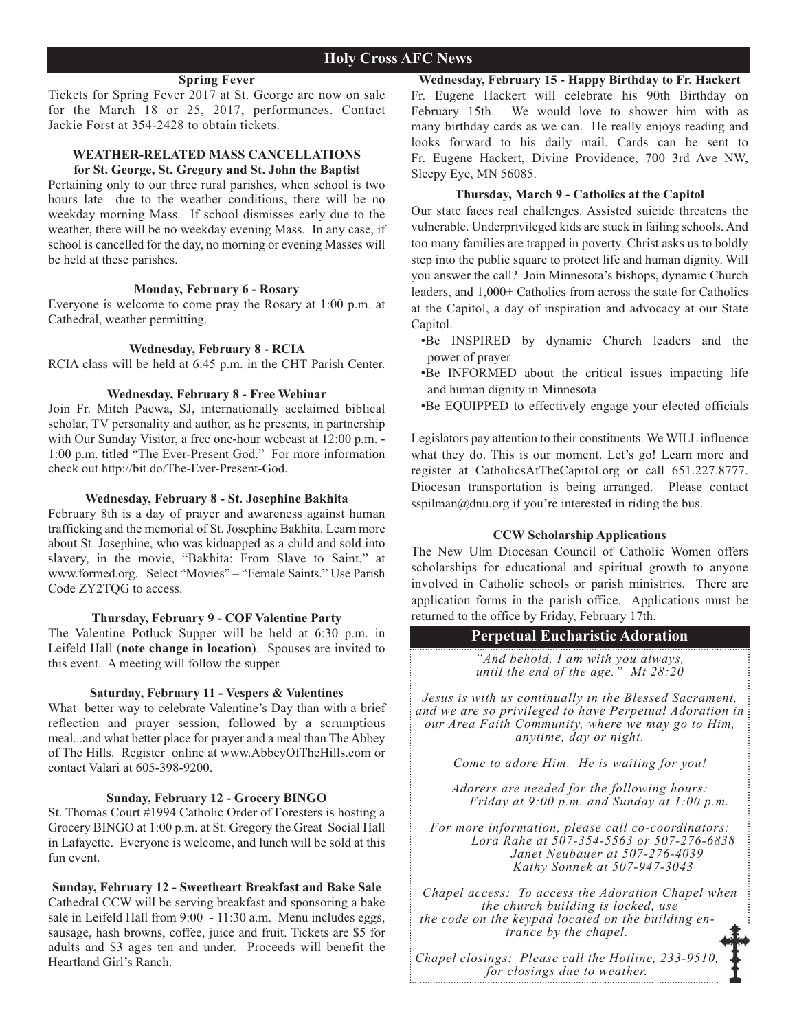## Holy Cross AFC News

### Spring Fever

Tickets for Spring Fever 2017 at St. George are now on sale for the March 18 or 25, 2017, performances. Contact Jackie Forst at 354-2428 to obtain tickets.

### WEATHER-RELATED MASS CANCELLATIONS for St. George, St. Gregory and St. John the Baptist

Pertaining only to our three rural parishes, when school is two hours late due to the weather conditions, there will be no weekday morning Mass. If school dismisses early due to the weather, there will be no weekday evening Mass. In any case, if school is cancelled for the day, no morning or evening Masses will be held at these parishes.

### Monday, February 6 - Rosary

Everyone is welcome to come pray the Rosary at 1:00 p.m. at Cathedral, weather permitting.

### Wednesday, February 8 - RCIA

RCIA class will be held at 6:45 p.m. in the CHT Parish Center.

### Wednesday, February 8 - Free Webinar

Join Fr. Mitch Pacwa, SJ, internationally acclaimed biblical scholar, TV personality and author, as he presents, in partnership with Our Sunday Visitor, a free one-hour webcast at 12:00 p.m. - 1:00 p.m. titled "The Ever-Present God." For more information check out http://bit.do/The-Ever-Present-God.

### Wednesday, February 8 - St. Josephine Bakhita

February 8th is a day of prayer and awareness against human trafficking and the memorial of St. Josephine Bakhita. Learn more about St. Josephine, who was kidnapped as a child and sold into slavery, in the movie, "Bakhita: From Slave to Saint," at www.formed.org. Select "Movies" – "Female Saints." Use Parish Code ZY2TQG to access.

### Thursday, February 9 - COF Valentine Party

The Valentine Potluck Supper will be held at 6:30 p.m. in Leifeld Hall (**note change in location**). Spouses are invited to this event. A meeting will follow the supper.

### Saturday, February 11 - Vespers & Valentines

What better way to celebrate Valentine's Day than with a brief reflection and prayer session, followed by a scrumptious meal...and what better place for prayer and a meal than The Abbey of The Hills. Register online at www.AbbeyOfTheHills.com or contact Valari at 605-398-9200.

### Sunday, February 12 - Grocery BINGO

St. Thomas Court #1994 Catholic Order of Foresters is hosting a Grocery BINGO at 1:00 p.m. at St. Gregory the Great Social Hall in Lafayette. Everyone is welcome, and lunch will be sold at this fun event.

### Sunday, February 12 - Sweetheart Breakfast and Bake Sale

Cathedral CCW will be serving breakfast and sponsoring a bake sale in Leifeld Hall from 9:00 - 11:30 a.m. Menu includes eggs, sausage, hash browns, coffee, juice and fruit. Tickets are $5 for adults and $3 ages ten and under. Proceeds will benefit the Heartland Girl's Ranch.

### Wednesday, February 15 - Happy Birthday to Fr. Hackert

Fr. Eugene Hackert will celebrate his 90th Birthday on February 15th. We would love to shower him with as many birthday cards as we can. He really enjoys reading and looks forward to his daily mail. Cards can be sent to Fr. Eugene Hackert, Divine Providence, 700 3rd Ave NW, Sleepy Eye, MN 56085.

### Thursday, March 9 - Catholics at the Capitol

Our state faces real challenges. Assisted suicide threatens the vulnerable. Underprivileged kids are stuck in failing schools. And too many families are trapped in poverty. Christ asks us to boldly step into the public square to protect life and human dignity. Will you answer the call? Join Minnesota's bishops, dynamic Church leaders, and 1,000+ Catholics from across the state for Catholics at the Capitol, a day of inspiration and advocacy at our State Capitol.

- Be INSPIRED by dynamic Church leaders and the power of prayer
- Be INFORMED about the critical issues impacting life and human dignity in Minnesota
- Be EQUIPPED to effectively engage your elected officials

Legislators pay attention to their constituents. We WILL influence what they do. This is our moment. Let's go! Learn more and register at CatholicsAtTheCapitol.org or call 651.227.8777. Diocesan transportation is being arranged. Please contact sspilman@dnu.org if you're interested in riding the bus.

### CCW Scholarship Applications

The New Ulm Diocesan Council of Catholic Women offers scholarships for educational and spiritual growth to anyone involved in Catholic schools or parish ministries. There are application forms in the parish office. Applications must be returned to the office by Friday, February 17th.

## Perpetual Eucharistic Adoration

*"And behold, I am with you always, until the end of the age." Mt 28:20*

*Jesus is with us continually in the Blessed Sacrament, and we are so privileged to have Perpetual Adoration in our Area Faith Community, where we may go to Him, anytime, day or night.*

*Come to adore Him. He is waiting for you!*

*Adorers are needed for the following hours:*
*Friday at 9:00 p.m. and Sunday at 1:00 p.m.*

*For more information, please call co-coordinators:*
*Lora Rahe at 507-354-5563 or 507-276-6838*
*Janet Neubauer at 507-276-4039*
*Kathy Sonnek at 507-947-3043*

*Chapel access: To access the Adoration Chapel when the church building is locked, use the code on the keypad located on the building entrance by the chapel.*

*Chapel closings: Please call the Hotline, 233-9510, for closings due to weather.*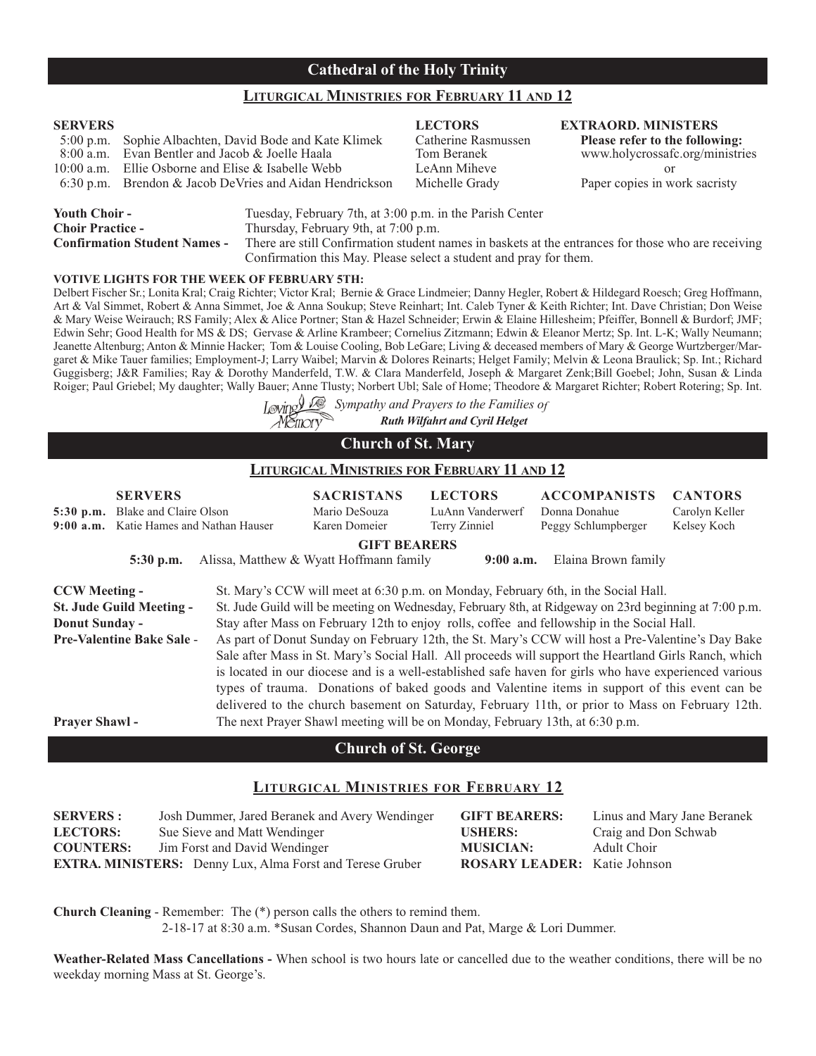## Cathedral of the Holy Trinity

### Liturgical Ministries for February 11 and 12

| SERVERS | | LECTORS | EXTRAORD. MINISTERS |
|---|---|---|---|
| 5:00 p.m. | Sophie Albachten, David Bode and Kate Klimek | Catherine Rasmussen | **Please refer to the following:** |
| 8:00 a.m. | Evan Bentler and Jacob & Joelle Haala | Tom Beranek | www.holycrossafc.org/ministries |
| 10:00 a.m. | Ellie Osborne and Elise & Isabelle Webb | LeAnn Miheve | or |
| 6:30 p.m. | Brendon & Jacob DeVries and Aidan Hendrickson | Michelle Grady | Paper copies in work sacristy |

**Youth Choir -** Tuesday, February 7th, at 3:00 p.m. in the Parish Center

**Choir Practice -** Thursday, February 9th, at 7:00 p.m.

**Confirmation Student Names -** There are still Confirmation student names in baskets at the entrances for those who are receiving Confirmation this May. Please select a student and pray for them.

**VOTIVE LIGHTS FOR THE WEEK OF FEBRUARY 5TH:**

Delbert Fischer Sr.; Lonita Kral; Craig Richter; Victor Kral; Bernie & Grace Lindmeier; Danny Hegler, Robert & Hildegard Roesch; Greg Hoffmann, Art & Val Simmet, Robert & Anna Simmet, Joe & Anna Soukup; Steve Reinhart; Int. Caleb Tyner & Keith Richter; Int. Dave Christian; Don Weise & Mary Weise Weirauch; RS Family; Alex & Alice Portner; Stan & Hazel Schneider; Erwin & Elaine Hillesheim; Pfeiffer, Bonnell & Burdorf; JMF; Edwin Sehr; Good Health for MS & DS; Gervase & Arline Krambeer; Cornelius Zitzmann; Edwin & Eleanor Mertz; Sp. Int. L-K; Wally Neumann; Jeanette Altenburg; Anton & Minnie Hacker; Tom & Louise Cooling, Bob LeGare; Living & deceased members of Mary & George Wurtzberger/Margaret & Mike Tauer families; Employment-J; Larry Waibel; Marvin & Dolores Reinarts; Helget Family; Melvin & Leona Braulick; Sp. Int.; Richard Guggisberg; J&R Families; Ray & Dorothy Manderfeld, T.W. & Clara Manderfeld, Joseph & Margaret Zenk;Bill Goebel; John, Susan & Linda Roiger; Paul Griebel; My daughter; Wally Bauer; Anne Tlusty; Norbert Ubl; Sale of Home; Theodore & Margaret Richter; Robert Rotering; Sp. Int.

Loving Memory *Sympathy and Prayers to the Families of*
***Ruth Wilfahrt and Cyril Helget***

## Church of St. Mary

### Liturgical Ministries for February 11 and 12

| | SERVERS | SACRISTANS | LECTORS | ACCOMPANISTS | CANTORS |
|---|---|---|---|---|---|
| **5:30 p.m.** | Blake and Claire Olson | Mario DeSouza | LuAnn Vanderwerf | Donna Donahue | Carolyn Keller |
| **9:00 a.m.** | Katie Hames and Nathan Hauser | Karen Domeier | Terry Zinniel | Peggy Schlumpberger | Kelsey Koch |

**GIFT BEARERS**

**5:30 p.m.** Alissa, Matthew & Wyatt Hoffmann family **9:00 a.m.** Elaina Brown family

**CCW Meeting -** St. Mary's CCW will meet at 6:30 p.m. on Monday, February 6th, in the Social Hall.

**St. Jude Guild Meeting -** St. Jude Guild will be meeting on Wednesday, February 8th, at Ridgeway on 23rd beginning at 7:00 p.m.

**Donut Sunday -** Stay after Mass on February 12th to enjoy rolls, coffee and fellowship in the Social Hall.

**Pre-Valentine Bake Sale** - As part of Donut Sunday on February 12th, the St. Mary's CCW will host a Pre-Valentine's Day Bake Sale after Mass in St. Mary's Social Hall. All proceeds will support the Heartland Girls Ranch, which is located in our diocese and is a well-established safe haven for girls who have experienced various types of trauma. Donations of baked goods and Valentine items in support of this event can be delivered to the church basement on Saturday, February 11th, or prior to Mass on February 12th.

**Prayer Shawl -** The next Prayer Shawl meeting will be on Monday, February 13th, at 6:30 p.m.

## Church of St. George

### Liturgical Ministries for February 12

**SERVERS :** Josh Dummer, Jared Beranek and Avery Wendinger

**LECTORS:** Sue Sieve and Matt Wendinger

**COUNTERS:** Jim Forst and David Wendinger

**EXTRA. MINISTERS:** Denny Lux, Alma Forst and Terese Gruber

**GIFT BEARERS:** Linus and Mary Jane Beranek

**USHERS:** Craig and Don Schwab

**MUSICIAN:** Adult Choir

**ROSARY LEADER:** Katie Johnson

**Church Cleaning** - Remember: The (*) person calls the others to remind them.
2-18-17 at 8:30 a.m. *Susan Cordes, Shannon Daun and Pat, Marge & Lori Dummer.

**Weather-Related Mass Cancellations -** When school is two hours late or cancelled due to the weather conditions, there will be no weekday morning Mass at St. George's.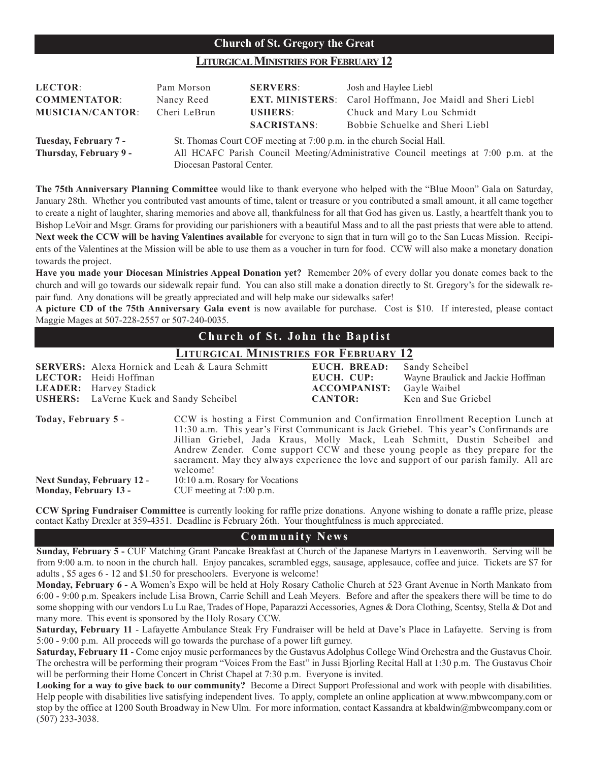## Church of St. Gregory the Great

### Liturgical Ministries for February 12

| | | | |
|---|---|---|---|
| **LECTOR**: | Pam Morson | **SERVERS**: | Josh and Haylee Liebl |
| **COMMENTATOR**: | Nancy Reed | **EXT. MINISTERS**: | Carol Hoffmann, Joe Maidl and Sheri Liebl |
| **MUSICIAN/CANTOR**: | Cheri LeBrun | **USHERS**: | Chuck and Mary Lou Schmidt |
| | | **SACRISTANS**: | Bobbie Schuelke and Sheri Liebl |

**Tuesday, February 7 -** St. Thomas Court COF meeting at 7:00 p.m. in the church Social Hall.

**Thursday, February 9 -** All HCAFC Parish Council Meeting/Administrative Council meetings at 7:00 p.m. at the Diocesan Pastoral Center.

**The 75th Anniversary Planning Committee** would like to thank everyone who helped with the "Blue Moon" Gala on Saturday, January 28th. Whether you contributed vast amounts of time, talent or treasure or you contributed a small amount, it all came together to create a night of laughter, sharing memories and above all, thankfulness for all that God has given us. Lastly, a heartfelt thank you to Bishop LeVoir and Msgr. Grams for providing our parishioners with a beautiful Mass and to all the past priests that were able to attend.

**Next week the CCW will be having Valentines available** for everyone to sign that in turn will go to the San Lucas Mission. Recipients of the Valentines at the Mission will be able to use them as a voucher in turn for food. CCW will also make a monetary donation towards the project.

**Have you made your Diocesan Ministries Appeal Donation yet?** Remember 20% of every dollar you donate comes back to the church and will go towards our sidewalk repair fund. You can also still make a donation directly to St. Gregory's for the sidewalk repair fund. Any donations will be greatly appreciated and will help make our sidewalks safer!

**A picture CD of the 75th Anniversary Gala event** is now available for purchase. Cost is $10. If interested, please contact Maggie Mages at 507-228-2557 or 507-240-0035.

## Church of St. John the Baptist

### Liturgical Ministries for February 12

| | | | |
|---|---|---|---|
| **SERVERS:** | Alexa Hornick and Leah & Laura Schmitt | **EUCH. BREAD:** | Sandy Scheibel |
| **LECTOR:** | Heidi Hoffman | **EUCH. CUP:** | Wayne Braulick and Jackie Hoffman |
| **LEADER:** | Harvey Stadick | **ACCOMPANIST:** | Gayle Waibel |
| **USHERS:** | LaVerne Kuck and Sandy Scheibel | **CANTOR:** | Ken and Sue Griebel |

**Today, February 5** - CCW is hosting a First Communion and Confirmation Enrollment Reception Lunch at 11:30 a.m. This year's First Communicant is Jack Griebel. This year's Confirmands are Jillian Griebel, Jada Kraus, Molly Mack, Leah Schmitt, Dustin Scheibel and Andrew Zender. Come support CCW and these young people as they prepare for the sacrament. May they always experience the love and support of our parish family. All are welcome!

**Next Sunday, February 12** - 10:10 a.m. Rosary for Vocations

**Monday, February 13 -** CUF meeting at 7:00 p.m.

**CCW Spring Fundraiser Committee** is currently looking for raffle prize donations. Anyone wishing to donate a raffle prize, please contact Kathy Drexler at 359-4351. Deadline is February 26th. Your thoughtfulness is much appreciated.

## Community News

**Sunday, February 5 -** CUF Matching Grant Pancake Breakfast at Church of the Japanese Martyrs in Leavenworth. Serving will be from 9:00 a.m. to noon in the church hall. Enjoy pancakes, scrambled eggs, sausage, applesauce, coffee and juice. Tickets are $7 for adults , $5 ages 6 - 12 and $1.50 for preschoolers. Everyone is welcome!

**Monday, February 6 -** A Women's Expo will be held at Holy Rosary Catholic Church at 523 Grant Avenue in North Mankato from 6:00 - 9:00 p.m. Speakers include Lisa Brown, Carrie Schill and Leah Meyers. Before and after the speakers there will be time to do some shopping with our vendors Lu Lu Rae, Trades of Hope, Paparazzi Accessories, Agnes & Dora Clothing, Scentsy, Stella & Dot and many more. This event is sponsored by the Holy Rosary CCW.

**Saturday, February 11** - Lafayette Ambulance Steak Fry Fundraiser will be held at Dave's Place in Lafayette. Serving is from 5:00 - 9:00 p.m. All proceeds will go towards the purchase of a power lift gurney.

**Saturday, February 11** - Come enjoy music performances by the Gustavus Adolphus College Wind Orchestra and the Gustavus Choir. The orchestra will be performing their program "Voices From the East" in Jussi Bjorling Recital Hall at 1:30 p.m. The Gustavus Choir will be performing their Home Concert in Christ Chapel at 7:30 p.m. Everyone is invited.

**Looking for a way to give back to our community?** Become a Direct Support Professional and work with people with disabilities. Help people with disabilities live satisfying independent lives. To apply, complete an online application at www.mbwcompany.com or stop by the office at 1200 South Broadway in New Ulm. For more information, contact Kassandra at kbaldwin@mbwcompany.com or (507) 233-3038.